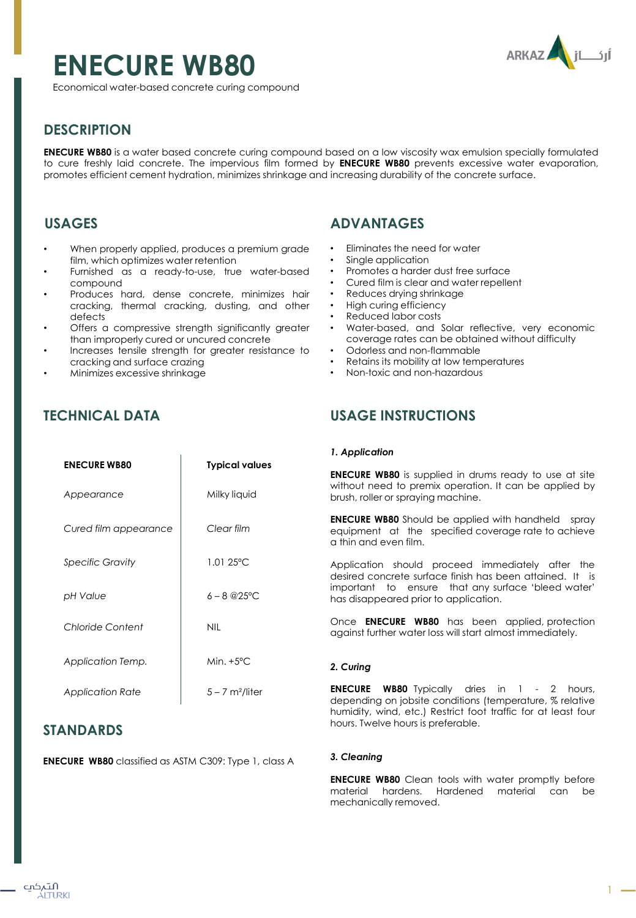# ENECURE WB80

Economical water-based concrete curing compound

## DESCRIPTION

**ENECURE WB80** is a water based concrete curing compound based on a low viscosity wax emulsion specially formulated to cure freshly laid concrete. The impervious film formed by **ENECURE WB80** prevents excessive water evaporation, promotes efficient cement hydration, minimizes shrinkage and increasing durability of the concrete surface.

## USAGES

- When properly applied, produces a premium grade film, which optimizes water retention
- Furnished as a ready-to-use, true water-based compound
- Produces hard, dense concrete, minimizes hair cracking, thermal cracking, dusting, and other defects
- Offers a compressive strength significantly greater than improperly cured or uncured concrete
- Increases tensile strength for greater resistance to cracking and surface crazing
- Minimizes excessive shrinkage

## ADVANTAGES

- Eliminates the need for water
- Single application
- Promotes a harder dust free surface
- Cured film is clear and water repellent
- Reduces drying shrinkage
- High curing efficiency
- Reduced labor costs
- Water-based, and Solar reflective, very economic coverage rates can be obtained without difficulty
- Odorless and non-flammable
- Retains its mobility at low temperatures
- Non-toxic and non-hazardous

## TECHNICAL DATA

| ENECURE WB80 | Typical values |
|---|---|
| *Appearance* | Milky liquid |
| *Cured film appearance* | *Clear film* |
| *Specific Gravity* | 1.01 25°C |
| *pH Value* | 6 – 8 @25°C |
| *Chloride Content* | NIL |
| *Application Temp.* | Min. +5°C |
| *Application Rate* | 5 – 7 $m^2$/liter |

## STANDARDS

**ENECURE WB80** classified as ASTM C309: Type 1, class A

## USAGE INSTRUCTIONS

### *1. Application*

**ENECURE WB80** is supplied in drums ready to use at site without need to premix operation. It can be applied by brush, roller or spraying machine.

**ENECURE WB80** Should be applied with handheld spray equipment at the specified coverage rate to achieve a thin and even film.

Application should proceed immediately after the desired concrete surface finish has been attained. It is important to ensure that any surface 'bleed water' has disappeared prior to application.

Once **ENECURE WB80** has been applied, protection against further water loss will start almost immediately.

### *2. Curing*

**ENECURE WB80** Typically dries in 1 - 2 hours, depending on jobsite conditions (temperature, % relative humidity, wind, etc.) Restrict foot traffic for at least four hours. Twelve hours is preferable.

### *3. Cleaning*

**ENECURE WB80** Clean tools with water promptly before material hardens. Hardened material can be mechanically removed.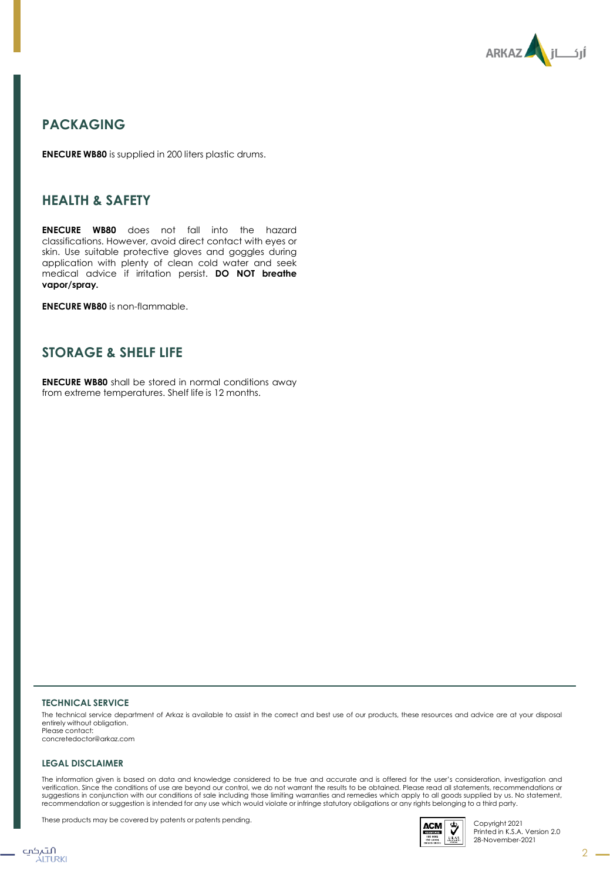## PACKAGING

**ENECURE WB80** is supplied in 200 liters plastic drums.

## HEALTH & SAFETY

**ENECURE WB80** does not fall into the hazard classifications. However, avoid direct contact with eyes or skin. Use suitable protective gloves and goggles during application with plenty of clean cold water and seek medical advice if irritation persist. **DO NOT breathe vapor/spray.**

**ENECURE WB80** is non-flammable.

## STORAGE & SHELF LIFE

**ENECURE WB80** shall be stored in normal conditions away from extreme temperatures. Shelf life is 12 months.

### TECHNICAL SERVICE

The technical service department of Arkaz is available to assist in the correct and best use of our products, these resources and advice are at your disposal entirely without obligation.
Please contact:
concretedoctor@arkaz.com

### LEGAL DISCLAIMER

The information given is based on data and knowledge considered to be true and accurate and is offered for the user's consideration, investigation and verification. Since the conditions of use are beyond our control, we do not warrant the results to be obtained. Please read all statements, recommendations or suggestions in conjunction with our conditions of sale including those limiting warranties and remedies which apply to all goods supplied by us. No statement, recommendation or suggestion is intended for any use which would violate or infringe statutory obligations or any rights belonging to a third party.

These products may be covered by patents or patents pending.

Copyright 2021
Printed in K.S.A. Version 2.0
28-November-2021